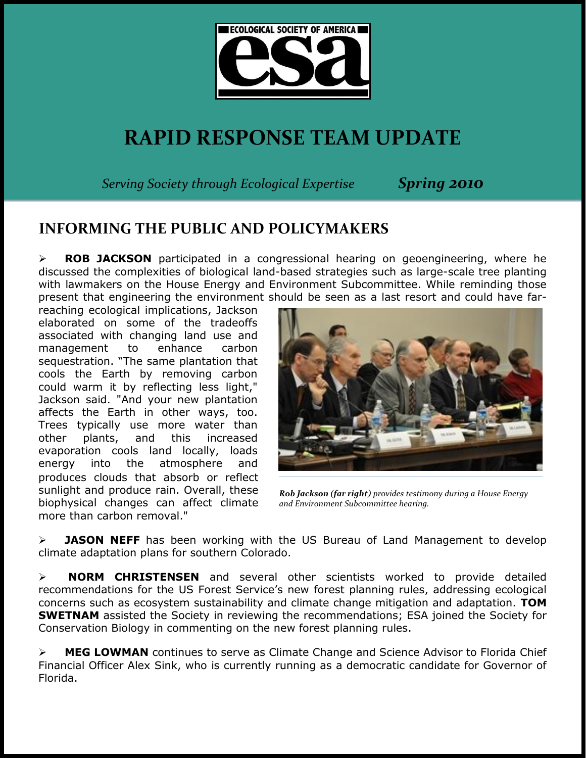ECOLOGICAL SOCIETY OF AMERICA

**esa**

# RAPID RESPONSE TEAM UPDATE

*Serving Society through Ecological Expertise* ***Spring 2010***

## INFORMING THE PUBLIC AND POLICYMAKERS

- **ROB JACKSON** participated in a congressional hearing on geoengineering, where he discussed the complexities of biological land-based strategies such as large-scale tree planting with lawmakers on the House Energy and Environment Subcommittee. While reminding those present that engineering the environment should be seen as a last resort and could have far-reaching ecological implications, Jackson elaborated on some of the tradeoffs associated with changing land use and management to enhance carbon sequestration. "The same plantation that cools the Earth by removing carbon could warm it by reflecting less light," Jackson said. "And your new plantation affects the Earth in other ways, too. Trees typically use more water than other plants, and this increased evaporation cools land locally, loads energy into the atmosphere and produces clouds that absorb or reflect sunlight and produce rain. Overall, these biophysical changes can affect climate more than carbon removal."

***Rob Jackson (far right)*** *provides testimony during a House Energy and Environment Subcommittee hearing.*

- **JASON NEFF** has been working with the US Bureau of Land Management to develop climate adaptation plans for southern Colorado.

- **NORM CHRISTENSEN** and several other scientists worked to provide detailed recommendations for the US Forest Service's new forest planning rules, addressing ecological concerns such as ecosystem sustainability and climate change mitigation and adaptation. **TOM SWETNAM** assisted the Society in reviewing the recommendations; ESA joined the Society for Conservation Biology in commenting on the new forest planning rules.

- **MEG LOWMAN** continues to serve as Climate Change and Science Advisor to Florida Chief Financial Officer Alex Sink, who is currently running as a democratic candidate for Governor of Florida.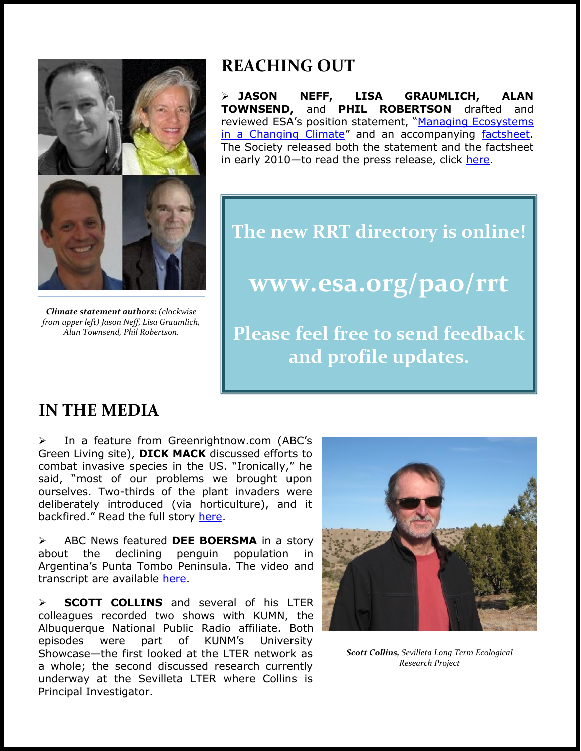*Climate statement authors: (clockwise from upper left) Jason Neff, Lisa Graumlich, Alan Townsend, Phil Robertson.*

## REACHING OUT

- **JASON NEFF, LISA GRAUMLICH, ALAN TOWNSEND,** and **PHIL ROBERTSON** drafted and reviewed ESA's position statement, "Managing Ecosystems in a Changing Climate" and an accompanying factsheet. The Society released both the statement and the factsheet in early 2010—to read the press release, click here.

**The new RRT directory is online!**

**www.esa.org/pao/rrt**

**Please feel free to send feedback and profile updates.**

## IN THE MEDIA

- In a feature from Greenrightnow.com (ABC's Green Living site), **DICK MACK** discussed efforts to combat invasive species in the US. "Ironically," he said, "most of our problems we brought upon ourselves. Two-thirds of the plant invaders were deliberately introduced (via horticulture), and it backfired." Read the full story here.

- ABC News featured **DEE BOERSMA** in a story about the declining penguin population in Argentina's Punta Tombo Peninsula. The video and transcript are available here.

- **SCOTT COLLINS** and several of his LTER colleagues recorded two shows with KUMN, the Albuquerque National Public Radio affiliate. Both episodes were part of KUNM's University Showcase—the first looked at the LTER network as a whole; the second discussed research currently underway at the Sevilleta LTER where Collins is Principal Investigator.

***Scott Collins,*** *Sevilleta Long Term Ecological Research Project*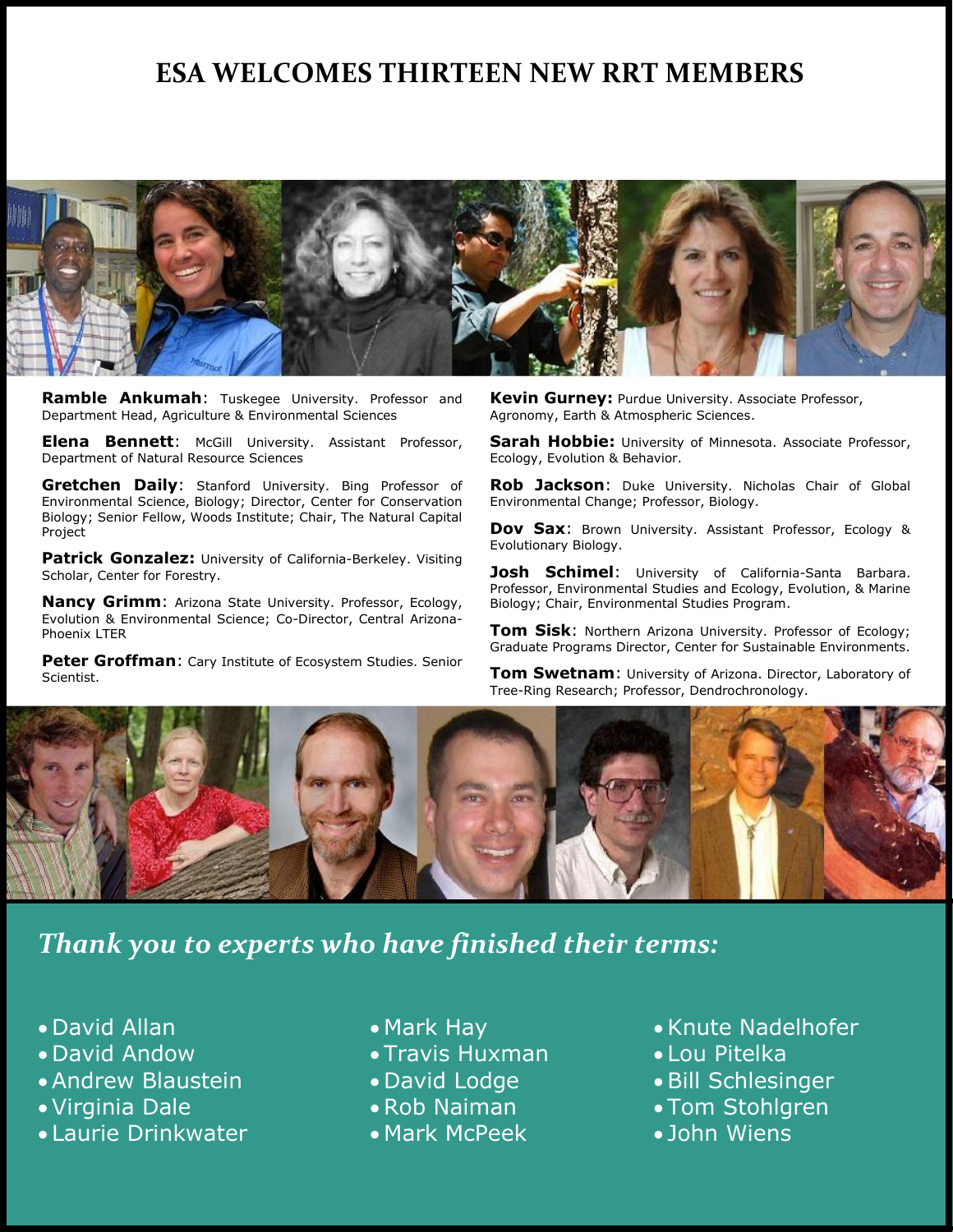# ESA WELCOMES THIRTEEN NEW RRT MEMBERS

**Ramble Ankumah**: Tuskegee University. Professor and Department Head, Agriculture & Environmental Sciences

**Elena Bennett**: McGill University. Assistant Professor, Department of Natural Resource Sciences

**Gretchen Daily**: Stanford University. Bing Professor of Environmental Science, Biology; Director, Center for Conservation Biology; Senior Fellow, Woods Institute; Chair, The Natural Capital Project

**Patrick Gonzalez:** University of California-Berkeley. Visiting Scholar, Center for Forestry.

**Nancy Grimm**: Arizona State University. Professor, Ecology, Evolution & Environmental Science; Co-Director, Central Arizona-Phoenix LTER

**Peter Groffman**: Cary Institute of Ecosystem Studies. Senior Scientist.

**Kevin Gurney:** Purdue University. Associate Professor, Agronomy, Earth & Atmospheric Sciences.

**Sarah Hobbie:** University of Minnesota. Associate Professor, Ecology, Evolution & Behavior.

**Rob Jackson**: Duke University. Nicholas Chair of Global Environmental Change; Professor, Biology.

**Dov Sax**: Brown University. Assistant Professor, Ecology & Evolutionary Biology.

**Josh Schimel**: University of California-Santa Barbara. Professor, Environmental Studies and Ecology, Evolution, & Marine Biology; Chair, Environmental Studies Program.

**Tom Sisk**: Northern Arizona University. Professor of Ecology; Graduate Programs Director, Center for Sustainable Environments.

**Tom Swetnam**: University of Arizona. Director, Laboratory of Tree-Ring Research; Professor, Dendrochronology.

## *Thank you to experts who have finished their terms:*

- David Allan
- David Andow
- Andrew Blaustein
- Virginia Dale
- Laurie Drinkwater
- Mark Hay
- Travis Huxman
- David Lodge
- Rob Naiman
- Mark McPeek
- Knute Nadelhofer
- Lou Pitelka
- Bill Schlesinger
- Tom Stohlgren
- John Wiens